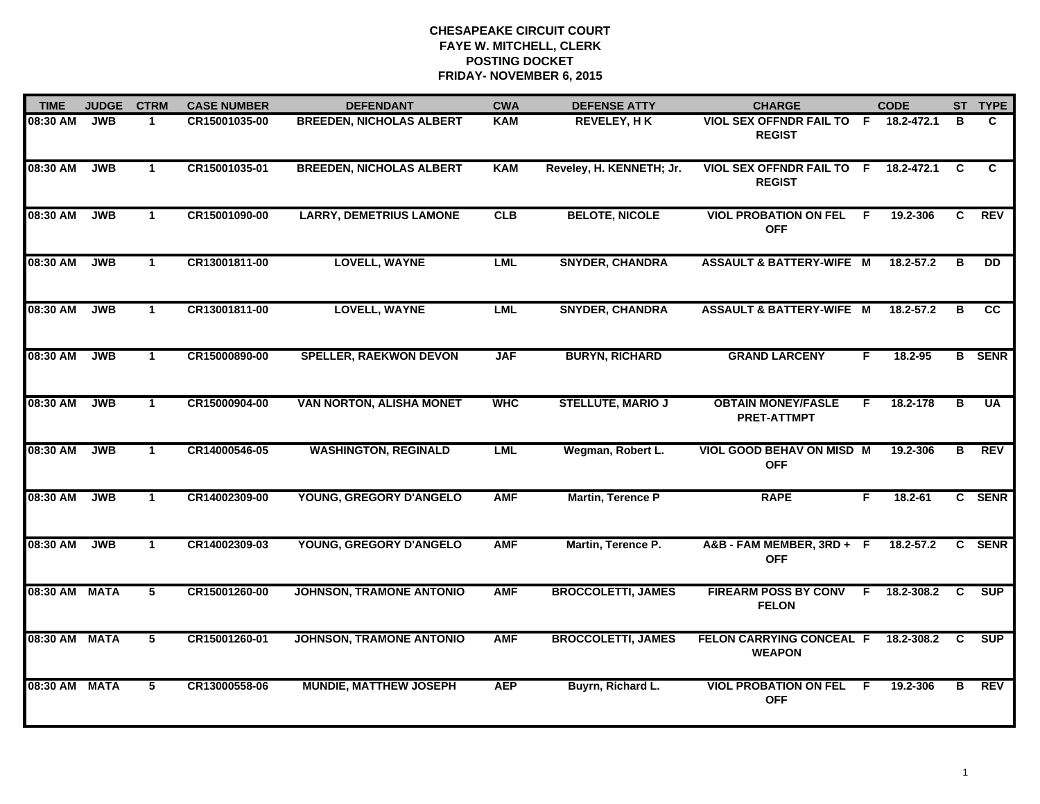# CHESAPEAKE CIRCUIT COURT
## FAYE W. MITCHELL, CLERK
## POSTING DOCKET
## FRIDAY- NOVEMBER 6, 2015

| TIME | JUDGE | CTRM | CASE NUMBER | DEFENDANT | CWA | DEFENSE ATTY | CHARGE | | CODE | ST | TYPE |
|---|---|---|---|---|---|---|---|---|---|---|---|
| 08:30 AM | JWB | 1 | CR15001035-00 | BREEDEN, NICHOLAS ALBERT | KAM | REVELEY, H K | VIOL SEX OFFNDR FAIL TO REGIST | F | 18.2-472.1 | B | C |
| 08:30 AM | JWB | 1 | CR15001035-01 | BREEDEN, NICHOLAS ALBERT | KAM | Reveley, H. KENNETH; Jr. | VIOL SEX OFFNDR FAIL TO REGIST | F | 18.2-472.1 | C | C |
| 08:30 AM | JWB | 1 | CR15001090-00 | LARRY, DEMETRIUS LAMONE | CLB | BELOTE, NICOLE | VIOL PROBATION ON FEL OFF | F | 19.2-306 | C | REV |
| 08:30 AM | JWB | 1 | CR13001811-00 | LOVELL, WAYNE | LML | SNYDER, CHANDRA | ASSAULT & BATTERY-WIFE | M | 18.2-57.2 | B | DD |
| 08:30 AM | JWB | 1 | CR13001811-00 | LOVELL, WAYNE | LML | SNYDER, CHANDRA | ASSAULT & BATTERY-WIFE | M | 18.2-57.2 | B | CC |
| 08:30 AM | JWB | 1 | CR15000890-00 | SPELLER, RAEKWON DEVON | JAF | BURYN, RICHARD | GRAND LARCENY | F | 18.2-95 | B | SENR |
| 08:30 AM | JWB | 1 | CR15000904-00 | VAN NORTON, ALISHA MONET | WHC | STELLUTE, MARIO J | OBTAIN MONEY/FASLE PRET-ATTMPT | F | 18.2-178 | B | UA |
| 08:30 AM | JWB | 1 | CR14000546-05 | WASHINGTON, REGINALD | LML | Wegman, Robert L. | VIOL GOOD BEHAV ON MISD OFF | M | 19.2-306 | B | REV |
| 08:30 AM | JWB | 1 | CR14002309-00 | YOUNG, GREGORY D'ANGELO | AMF | Martin, Terence P | RAPE | F | 18.2-61 | C | SENR |
| 08:30 AM | JWB | 1 | CR14002309-03 | YOUNG, GREGORY D'ANGELO | AMF | Martin, Terence P. | A&B - FAM MEMBER, 3RD + OFF | F | 18.2-57.2 | C | SENR |
| 08:30 AM | MATA | 5 | CR15001260-00 | JOHNSON, TRAMONE ANTONIO | AMF | BROCCOLETTI, JAMES | FIREARM POSS BY CONV FELON | F | 18.2-308.2 | C | SUP |
| 08:30 AM | MATA | 5 | CR15001260-01 | JOHNSON, TRAMONE ANTONIO | AMF | BROCCOLETTI, JAMES | FELON CARRYING CONCEAL WEAPON | F | 18.2-308.2 | C | SUP |
| 08:30 AM | MATA | 5 | CR13000558-06 | MUNDIE, MATTHEW JOSEPH | AEP | Buyrn, Richard L. | VIOL PROBATION ON FEL OFF | F | 19.2-306 | B | REV |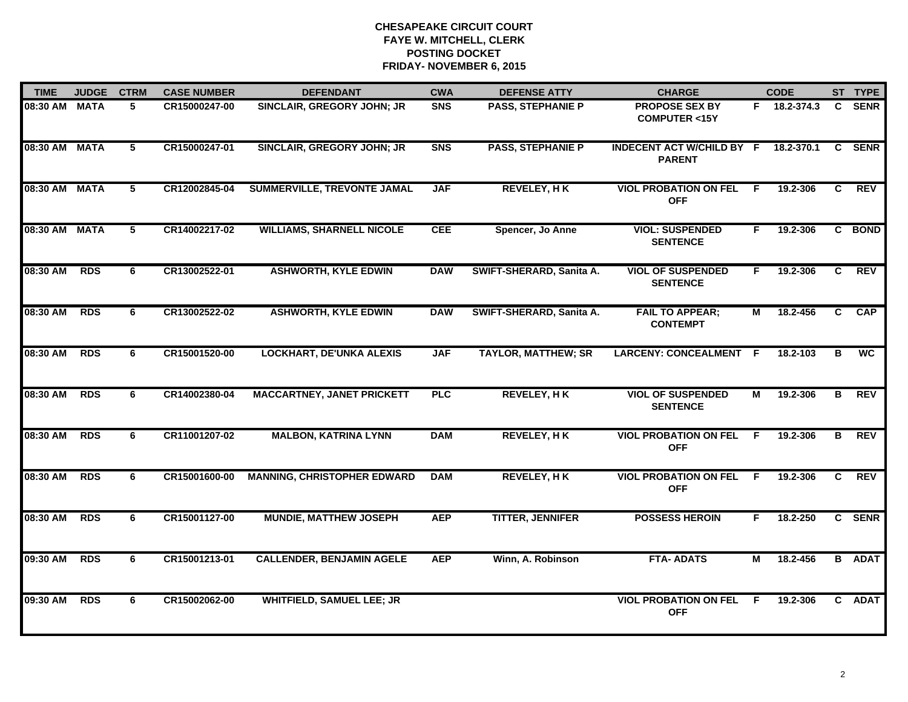# CHESAPEAKE CIRCUIT COURT
## FAYE W. MITCHELL, CLERK
## POSTING DOCKET
## FRIDAY- NOVEMBER 6, 2015

| TIME | JUDGE | CTRM | CASE NUMBER | DEFENDANT | CWA | DEFENSE ATTY | CHARGE | | CODE | ST | TYPE |
|---|---|---|---|---|---|---|---|---|---|---|---|
| 08:30 AM | MATA | 5 | CR15000247-00 | SINCLAIR, GREGORY JOHN; JR | SNS | PASS, STEPHANIE P | PROPOSE SEX BY COMPUTER <15Y | F | 18.2-374.3 | C | SENR |
| 08:30 AM | MATA | 5 | CR15000247-01 | SINCLAIR, GREGORY JOHN; JR | SNS | PASS, STEPHANIE P | INDECENT ACT W/CHILD BY PARENT | F | 18.2-370.1 | C | SENR |
| 08:30 AM | MATA | 5 | CR12002845-04 | SUMMERVILLE, TREVONTE JAMAL | JAF | REVELEY, H K | VIOL PROBATION ON FEL OFF | F | 19.2-306 | C | REV |
| 08:30 AM | MATA | 5 | CR14002217-02 | WILLIAMS, SHARNELL NICOLE | CEE | Spencer, Jo Anne | VIOL: SUSPENDED SENTENCE | F | 19.2-306 | C | BOND |
| 08:30 AM | RDS | 6 | CR13002522-01 | ASHWORTH, KYLE EDWIN | DAW | SWIFT-SHERARD, Sanita A. | VIOL OF SUSPENDED SENTENCE | F | 19.2-306 | C | REV |
| 08:30 AM | RDS | 6 | CR13002522-02 | ASHWORTH, KYLE EDWIN | DAW | SWIFT-SHERARD, Sanita A. | FAIL TO APPEAR; CONTEMPT | M | 18.2-456 | C | CAP |
| 08:30 AM | RDS | 6 | CR15001520-00 | LOCKHART, DE'UNKA ALEXIS | JAF | TAYLOR, MATTHEW; SR | LARCENY: CONCEALMENT | F | 18.2-103 | B | WC |
| 08:30 AM | RDS | 6 | CR14002380-04 | MACCARTNEY, JANET PRICKETT | PLC | REVELEY, H K | VIOL OF SUSPENDED SENTENCE | M | 19.2-306 | B | REV |
| 08:30 AM | RDS | 6 | CR11001207-02 | MALBON, KATRINA LYNN | DAM | REVELEY, H K | VIOL PROBATION ON FEL OFF | F | 19.2-306 | B | REV |
| 08:30 AM | RDS | 6 | CR15001600-00 | MANNING, CHRISTOPHER EDWARD | DAM | REVELEY, H K | VIOL PROBATION ON FEL OFF | F | 19.2-306 | C | REV |
| 08:30 AM | RDS | 6 | CR15001127-00 | MUNDIE, MATTHEW JOSEPH | AEP | TITTER, JENNIFER | POSSESS HEROIN | F | 18.2-250 | C | SENR |
| 09:30 AM | RDS | 6 | CR15001213-01 | CALLENDER, BENJAMIN AGELE | AEP | Winn, A. Robinson | FTA- ADATS | M | 18.2-456 | B | ADAT |
| 09:30 AM | RDS | 6 | CR15002062-00 | WHITFIELD, SAMUEL LEE; JR | | | VIOL PROBATION ON FEL OFF | F | 19.2-306 | C | ADAT |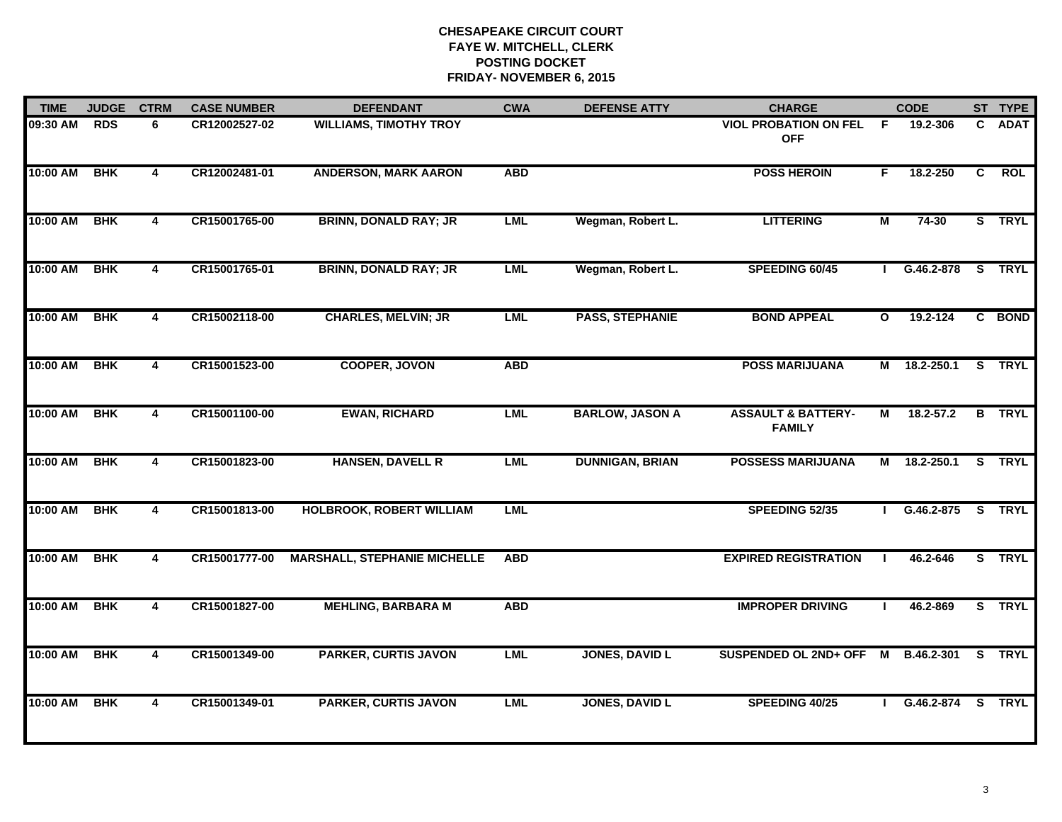**CHESAPEAKE CIRCUIT COURT**
**FAYE W. MITCHELL, CLERK**
**POSTING DOCKET**
**FRIDAY- NOVEMBER 6, 2015**

| TIME | JUDGE | CTRM | CASE NUMBER | DEFENDANT | CWA | DEFENSE ATTY | CHARGE | | CODE | ST | TYPE |
|---|---|---|---|---|---|---|---|---|---|---|---|
| 09:30 AM | RDS | 6 | CR12002527-02 | WILLIAMS, TIMOTHY TROY | | | VIOL PROBATION ON FEL OFF | F | 19.2-306 | C | ADAT |
| 10:00 AM | BHK | 4 | CR12002481-01 | ANDERSON, MARK AARON | ABD | | POSS HEROIN | F | 18.2-250 | C | ROL |
| 10:00 AM | BHK | 4 | CR15001765-00 | BRINN, DONALD RAY; JR | LML | Wegman, Robert L. | LITTERING | M | 74-30 | S | TRYL |
| 10:00 AM | BHK | 4 | CR15001765-01 | BRINN, DONALD RAY; JR | LML | Wegman, Robert L. | SPEEDING 60/45 | I | G.46.2-878 | S | TRYL |
| 10:00 AM | BHK | 4 | CR15002118-00 | CHARLES, MELVIN; JR | LML | PASS, STEPHANIE | BOND APPEAL | O | 19.2-124 | C | BOND |
| 10:00 AM | BHK | 4 | CR15001523-00 | COOPER, JOVON | ABD | | POSS MARIJUANA | M | 18.2-250.1 | S | TRYL |
| 10:00 AM | BHK | 4 | CR15001100-00 | EWAN, RICHARD | LML | BARLOW, JASON A | ASSAULT & BATTERY-FAMILY | M | 18.2-57.2 | B | TRYL |
| 10:00 AM | BHK | 4 | CR15001823-00 | HANSEN, DAVELL R | LML | DUNNIGAN, BRIAN | POSSESS MARIJUANA | M | 18.2-250.1 | S | TRYL |
| 10:00 AM | BHK | 4 | CR15001813-00 | HOLBROOK, ROBERT WILLIAM | LML | | SPEEDING 52/35 | I | G.46.2-875 | S | TRYL |
| 10:00 AM | BHK | 4 | CR15001777-00 | MARSHALL, STEPHANIE MICHELLE | ABD | | EXPIRED REGISTRATION | I | 46.2-646 | S | TRYL |
| 10:00 AM | BHK | 4 | CR15001827-00 | MEHLING, BARBARA M | ABD | | IMPROPER DRIVING | I | 46.2-869 | S | TRYL |
| 10:00 AM | BHK | 4 | CR15001349-00 | PARKER, CURTIS JAVON | LML | JONES, DAVID L | SUSPENDED OL 2ND+ OFF | M | B.46.2-301 | S | TRYL |
| 10:00 AM | BHK | 4 | CR15001349-01 | PARKER, CURTIS JAVON | LML | JONES, DAVID L | SPEEDING 40/25 | I | G.46.2-874 | S | TRYL |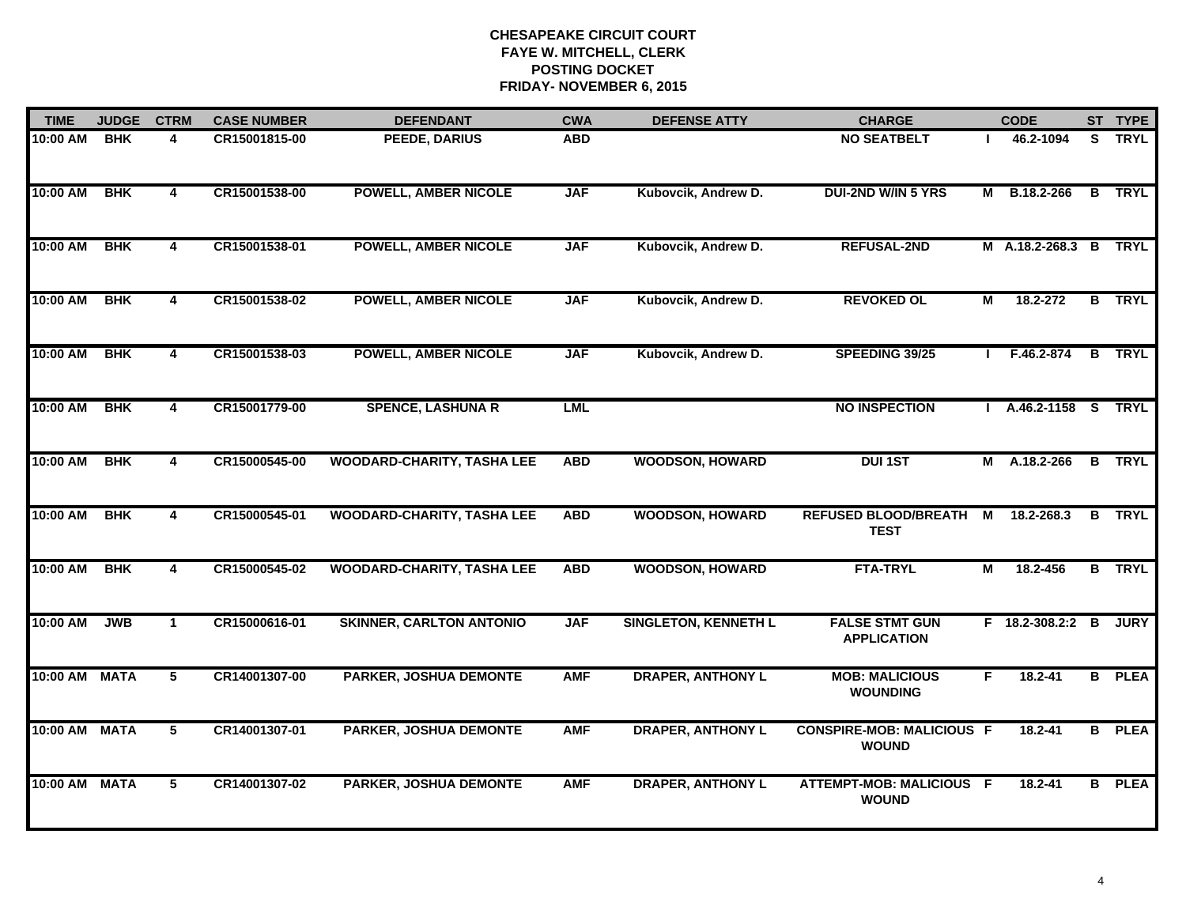**CHESAPEAKE CIRCUIT COURT**
**FAYE W. MITCHELL, CLERK**
**POSTING DOCKET**
**FRIDAY- NOVEMBER 6, 2015**

| TIME | JUDGE | CTRM | CASE NUMBER | DEFENDANT | CWA | DEFENSE ATTY | CHARGE | | CODE | ST | TYPE |
|---|---|---|---|---|---|---|---|---|---|---|---|
| 10:00 AM | BHK | 4 | CR15001815-00 | PEEDE, DARIUS | ABD | | NO SEATBELT | I | 46.2-1094 | S | TRYL |
| 10:00 AM | BHK | 4 | CR15001538-00 | POWELL, AMBER NICOLE | JAF | Kubovcik, Andrew D. | DUI-2ND W/IN 5 YRS | M | B.18.2-266 | B | TRYL |
| 10:00 AM | BHK | 4 | CR15001538-01 | POWELL, AMBER NICOLE | JAF | Kubovcik, Andrew D. | REFUSAL-2ND | M | A.18.2-268.3 | B | TRYL |
| 10:00 AM | BHK | 4 | CR15001538-02 | POWELL, AMBER NICOLE | JAF | Kubovcik, Andrew D. | REVOKED OL | M | 18.2-272 | B | TRYL |
| 10:00 AM | BHK | 4 | CR15001538-03 | POWELL, AMBER NICOLE | JAF | Kubovcik, Andrew D. | SPEEDING 39/25 | I | F.46.2-874 | B | TRYL |
| 10:00 AM | BHK | 4 | CR15001779-00 | SPENCE, LASHUNA R | LML | | NO INSPECTION | I | A.46.2-1158 | S | TRYL |
| 10:00 AM | BHK | 4 | CR15000545-00 | WOODARD-CHARITY, TASHA LEE | ABD | WOODSON, HOWARD | DUI 1ST | M | A.18.2-266 | B | TRYL |
| 10:00 AM | BHK | 4 | CR15000545-01 | WOODARD-CHARITY, TASHA LEE | ABD | WOODSON, HOWARD | REFUSED BLOOD/BREATH TEST | M | 18.2-268.3 | B | TRYL |
| 10:00 AM | BHK | 4 | CR15000545-02 | WOODARD-CHARITY, TASHA LEE | ABD | WOODSON, HOWARD | FTA-TRYL | M | 18.2-456 | B | TRYL |
| 10:00 AM | JWB | 1 | CR15000616-01 | SKINNER, CARLTON ANTONIO | JAF | SINGLETON, KENNETH L | FALSE STMT GUN APPLICATION | F | 18.2-308.2:2 | B | JURY |
| 10:00 AM | MATA | 5 | CR14001307-00 | PARKER, JOSHUA DEMONTE | AMF | DRAPER, ANTHONY L | MOB: MALICIOUS WOUNDING | F | 18.2-41 | B | PLEA |
| 10:00 AM | MATA | 5 | CR14001307-01 | PARKER, JOSHUA DEMONTE | AMF | DRAPER, ANTHONY L | CONSPIRE-MOB: MALICIOUS WOUND | F | 18.2-41 | B | PLEA |
| 10:00 AM | MATA | 5 | CR14001307-02 | PARKER, JOSHUA DEMONTE | AMF | DRAPER, ANTHONY L | ATTEMPT-MOB: MALICIOUS WOUND | F | 18.2-41 | B | PLEA |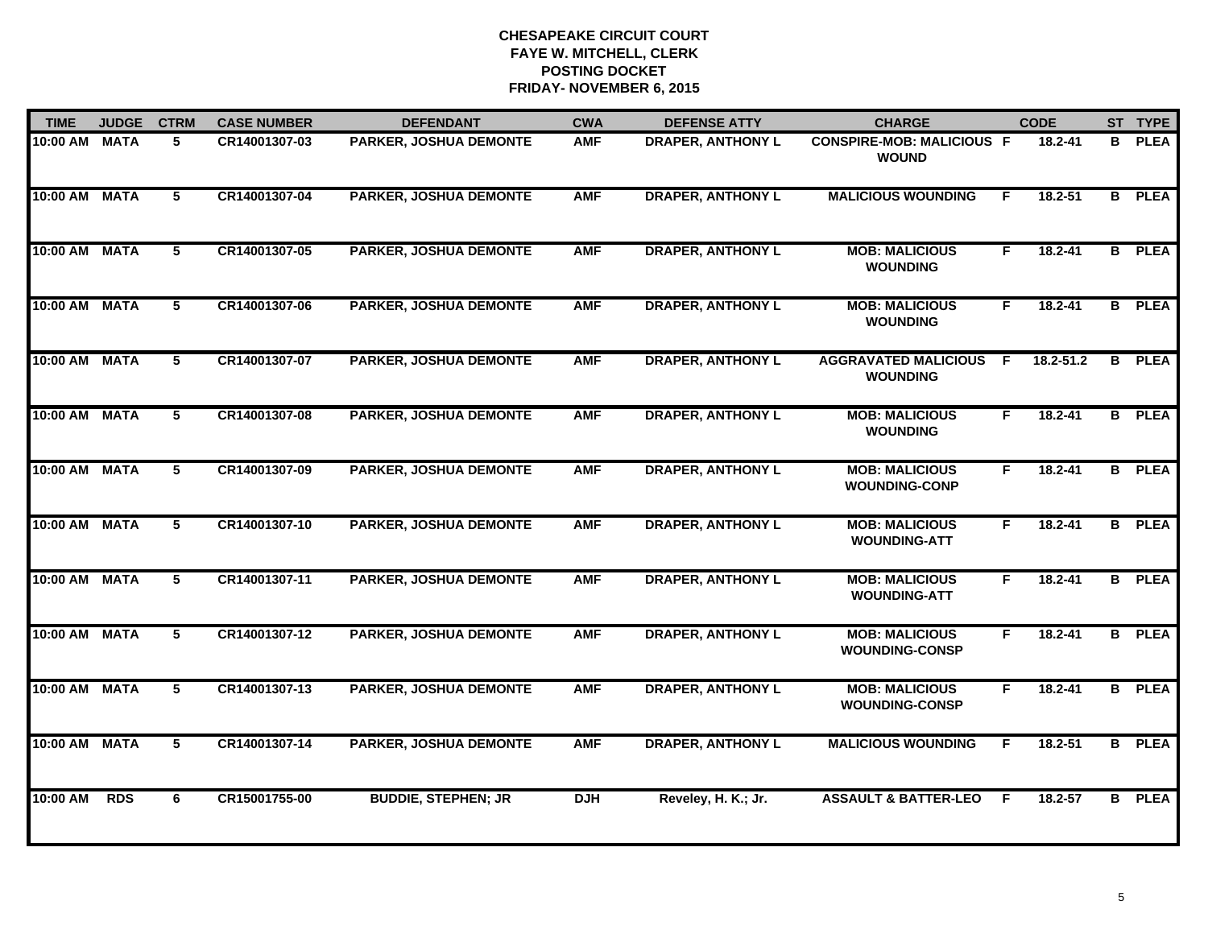**CHESAPEAKE CIRCUIT COURT**
**FAYE W. MITCHELL, CLERK**
**POSTING DOCKET**
**FRIDAY- NOVEMBER 6, 2015**

| TIME | JUDGE | CTRM | CASE NUMBER | DEFENDANT | CWA | DEFENSE ATTY | CHARGE | | CODE | ST | TYPE |
|---|---|---|---|---|---|---|---|---|---|---|---|
| 10:00 AM | MATA | 5 | CR14001307-03 | PARKER, JOSHUA DEMONTE | AMF | DRAPER, ANTHONY L | CONSPIRE-MOB: MALICIOUS WOUND | F | 18.2-41 | B | PLEA |
| 10:00 AM | MATA | 5 | CR14001307-04 | PARKER, JOSHUA DEMONTE | AMF | DRAPER, ANTHONY L | MALICIOUS WOUNDING | F | 18.2-51 | B | PLEA |
| 10:00 AM | MATA | 5 | CR14001307-05 | PARKER, JOSHUA DEMONTE | AMF | DRAPER, ANTHONY L | MOB: MALICIOUS WOUNDING | F | 18.2-41 | B | PLEA |
| 10:00 AM | MATA | 5 | CR14001307-06 | PARKER, JOSHUA DEMONTE | AMF | DRAPER, ANTHONY L | MOB: MALICIOUS WOUNDING | F | 18.2-41 | B | PLEA |
| 10:00 AM | MATA | 5 | CR14001307-07 | PARKER, JOSHUA DEMONTE | AMF | DRAPER, ANTHONY L | AGGRAVATED MALICIOUS WOUNDING | F | 18.2-51.2 | B | PLEA |
| 10:00 AM | MATA | 5 | CR14001307-08 | PARKER, JOSHUA DEMONTE | AMF | DRAPER, ANTHONY L | MOB: MALICIOUS WOUNDING | F | 18.2-41 | B | PLEA |
| 10:00 AM | MATA | 5 | CR14001307-09 | PARKER, JOSHUA DEMONTE | AMF | DRAPER, ANTHONY L | MOB: MALICIOUS WOUNDING-CONP | F | 18.2-41 | B | PLEA |
| 10:00 AM | MATA | 5 | CR14001307-10 | PARKER, JOSHUA DEMONTE | AMF | DRAPER, ANTHONY L | MOB: MALICIOUS WOUNDING-ATT | F | 18.2-41 | B | PLEA |
| 10:00 AM | MATA | 5 | CR14001307-11 | PARKER, JOSHUA DEMONTE | AMF | DRAPER, ANTHONY L | MOB: MALICIOUS WOUNDING-ATT | F | 18.2-41 | B | PLEA |
| 10:00 AM | MATA | 5 | CR14001307-12 | PARKER, JOSHUA DEMONTE | AMF | DRAPER, ANTHONY L | MOB: MALICIOUS WOUNDING-CONSP | F | 18.2-41 | B | PLEA |
| 10:00 AM | MATA | 5 | CR14001307-13 | PARKER, JOSHUA DEMONTE | AMF | DRAPER, ANTHONY L | MOB: MALICIOUS WOUNDING-CONSP | F | 18.2-41 | B | PLEA |
| 10:00 AM | MATA | 5 | CR14001307-14 | PARKER, JOSHUA DEMONTE | AMF | DRAPER, ANTHONY L | MALICIOUS WOUNDING | F | 18.2-51 | B | PLEA |
| 10:00 AM | RDS | 6 | CR15001755-00 | BUDDIE, STEPHEN; JR | DJH | Reveley, H. K.; Jr. | ASSAULT & BATTER-LEO | F | 18.2-57 | B | PLEA |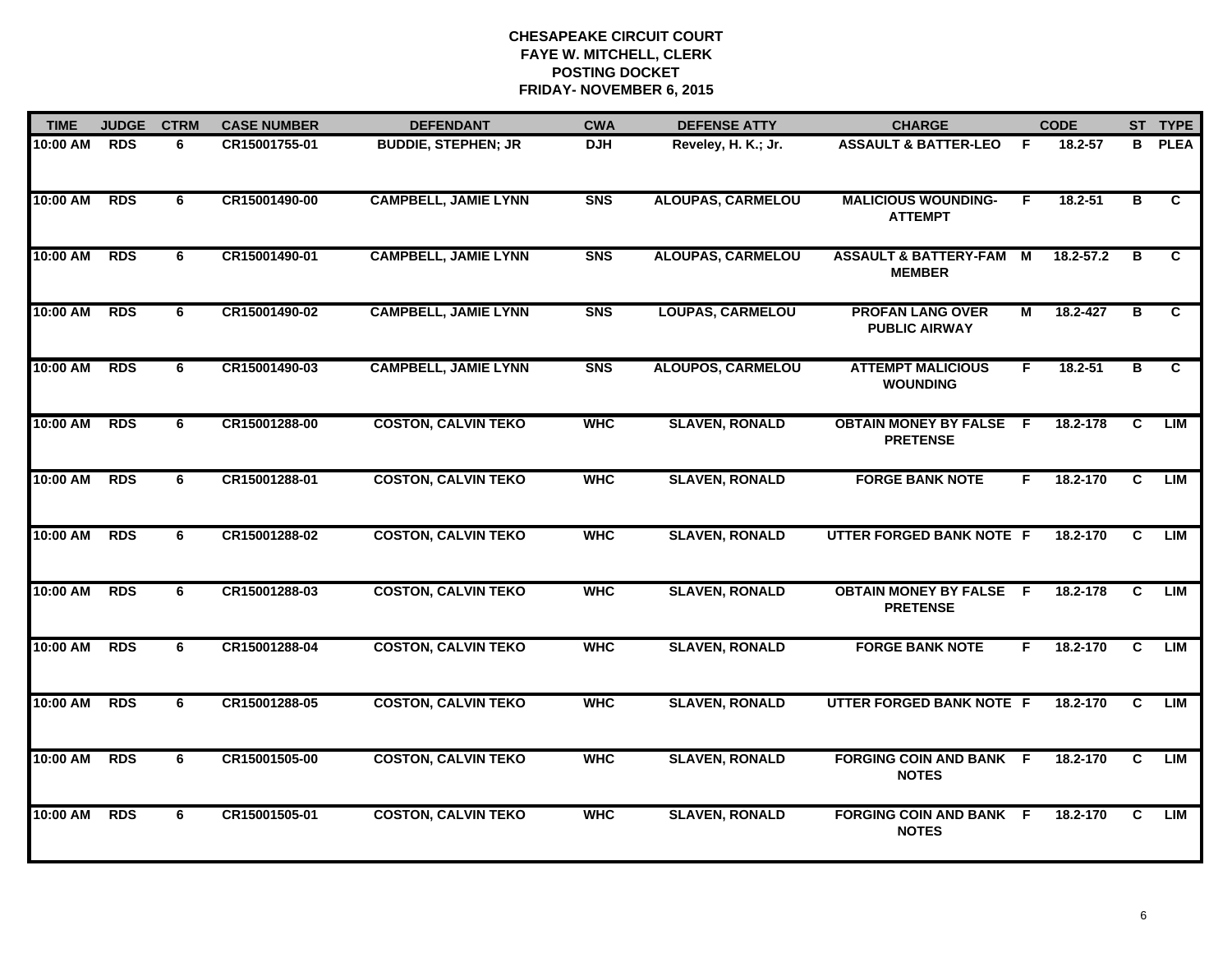# CHESAPEAKE CIRCUIT COURT
## FAYE W. MITCHELL, CLERK
## POSTING DOCKET
## FRIDAY- NOVEMBER 6, 2015

| TIME | JUDGE | CTRM | CASE NUMBER | DEFENDANT | CWA | DEFENSE ATTY | CHARGE | | CODE | ST | TYPE |
|---|---|---|---|---|---|---|---|---|---|---|---|
| 10:00 AM | RDS | 6 | CR15001755-01 | BUDDIE, STEPHEN; JR | DJH | Reveley, H. K.; Jr. | ASSAULT & BATTER-LEO | F | 18.2-57 | B | PLEA |
| 10:00 AM | RDS | 6 | CR15001490-00 | CAMPBELL, JAMIE LYNN | SNS | ALOUPAS, CARMELOU | MALICIOUS WOUNDING-ATTEMPT | F | 18.2-51 | B | C |
| 10:00 AM | RDS | 6 | CR15001490-01 | CAMPBELL, JAMIE LYNN | SNS | ALOUPAS, CARMELOU | ASSAULT & BATTERY-FAM MEMBER | M | 18.2-57.2 | B | C |
| 10:00 AM | RDS | 6 | CR15001490-02 | CAMPBELL, JAMIE LYNN | SNS | LOUPAS, CARMELOU | PROFAN LANG OVER PUBLIC AIRWAY | M | 18.2-427 | B | C |
| 10:00 AM | RDS | 6 | CR15001490-03 | CAMPBELL, JAMIE LYNN | SNS | ALOUPOS, CARMELOU | ATTEMPT MALICIOUS WOUNDING | F | 18.2-51 | B | C |
| 10:00 AM | RDS | 6 | CR15001288-00 | COSTON, CALVIN TEKO | WHC | SLAVEN, RONALD | OBTAIN MONEY BY FALSE PRETENSE | F | 18.2-178 | C | LIM |
| 10:00 AM | RDS | 6 | CR15001288-01 | COSTON, CALVIN TEKO | WHC | SLAVEN, RONALD | FORGE BANK NOTE | F | 18.2-170 | C | LIM |
| 10:00 AM | RDS | 6 | CR15001288-02 | COSTON, CALVIN TEKO | WHC | SLAVEN, RONALD | UTTER FORGED BANK NOTE | F | 18.2-170 | C | LIM |
| 10:00 AM | RDS | 6 | CR15001288-03 | COSTON, CALVIN TEKO | WHC | SLAVEN, RONALD | OBTAIN MONEY BY FALSE PRETENSE | F | 18.2-178 | C | LIM |
| 10:00 AM | RDS | 6 | CR15001288-04 | COSTON, CALVIN TEKO | WHC | SLAVEN, RONALD | FORGE BANK NOTE | F | 18.2-170 | C | LIM |
| 10:00 AM | RDS | 6 | CR15001288-05 | COSTON, CALVIN TEKO | WHC | SLAVEN, RONALD | UTTER FORGED BANK NOTE | F | 18.2-170 | C | LIM |
| 10:00 AM | RDS | 6 | CR15001505-00 | COSTON, CALVIN TEKO | WHC | SLAVEN, RONALD | FORGING COIN AND BANK NOTES | F | 18.2-170 | C | LIM |
| 10:00 AM | RDS | 6 | CR15001505-01 | COSTON, CALVIN TEKO | WHC | SLAVEN, RONALD | FORGING COIN AND BANK NOTES | F | 18.2-170 | C | LIM |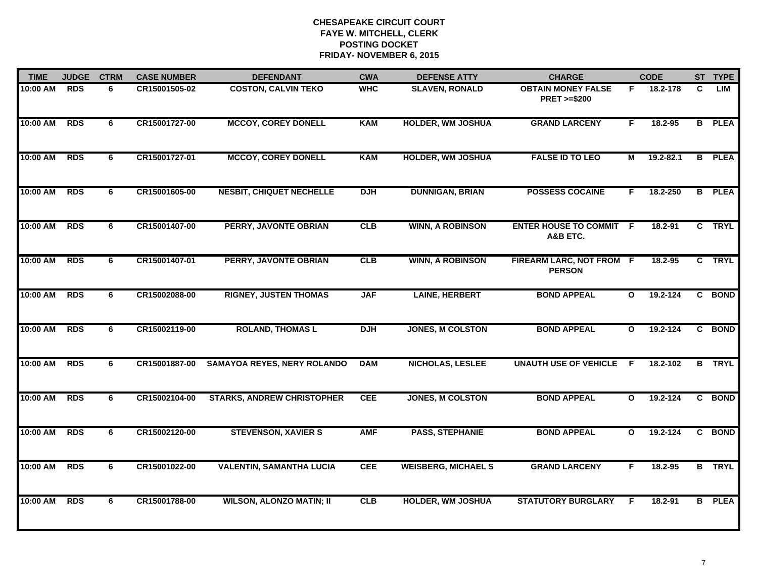# CHESAPEAKE CIRCUIT COURT
## FAYE W. MITCHELL, CLERK
## POSTING DOCKET
## FRIDAY- NOVEMBER 6, 2015

| TIME | JUDGE | CTRM | CASE NUMBER | DEFENDANT | CWA | DEFENSE ATTY | CHARGE | | CODE | ST | TYPE |
|---|---|---|---|---|---|---|---|---|---|---|---|
| 10:00 AM | RDS | 6 | CR15001505-02 | COSTON, CALVIN TEKO | WHC | SLAVEN, RONALD | OBTAIN MONEY FALSE PRET >=$200 | F | 18.2-178 | C | LIM |
| 10:00 AM | RDS | 6 | CR15001727-00 | MCCOY, COREY DONELL | KAM | HOLDER, WM JOSHUA | GRAND LARCENY | F | 18.2-95 | B | PLEA |
| 10:00 AM | RDS | 6 | CR15001727-01 | MCCOY, COREY DONELL | KAM | HOLDER, WM JOSHUA | FALSE ID TO LEO | M | 19.2-82.1 | B | PLEA |
| 10:00 AM | RDS | 6 | CR15001605-00 | NESBIT, CHIQUET NECHELLE | DJH | DUNNIGAN, BRIAN | POSSESS COCAINE | F | 18.2-250 | B | PLEA |
| 10:00 AM | RDS | 6 | CR15001407-00 | PERRY, JAVONTE OBRIAN | CLB | WINN, A ROBINSON | ENTER HOUSE TO COMMIT A&B ETC. | F | 18.2-91 | C | TRYL |
| 10:00 AM | RDS | 6 | CR15001407-01 | PERRY, JAVONTE OBRIAN | CLB | WINN, A ROBINSON | FIREARM LARC, NOT FROM PERSON | F | 18.2-95 | C | TRYL |
| 10:00 AM | RDS | 6 | CR15002088-00 | RIGNEY, JUSTEN THOMAS | JAF | LAINE, HERBERT | BOND APPEAL | O | 19.2-124 | C | BOND |
| 10:00 AM | RDS | 6 | CR15002119-00 | ROLAND, THOMAS L | DJH | JONES, M COLSTON | BOND APPEAL | O | 19.2-124 | C | BOND |
| 10:00 AM | RDS | 6 | CR15001887-00 | SAMAYOA REYES, NERY ROLANDO | DAM | NICHOLAS, LESLEE | UNAUTH USE OF VEHICLE | F | 18.2-102 | B | TRYL |
| 10:00 AM | RDS | 6 | CR15002104-00 | STARKS, ANDREW CHRISTOPHER | CEE | JONES, M COLSTON | BOND APPEAL | O | 19.2-124 | C | BOND |
| 10:00 AM | RDS | 6 | CR15002120-00 | STEVENSON, XAVIER S | AMF | PASS, STEPHANIE | BOND APPEAL | O | 19.2-124 | C | BOND |
| 10:00 AM | RDS | 6 | CR15001022-00 | VALENTIN, SAMANTHA LUCIA | CEE | WEISBERG, MICHAEL S | GRAND LARCENY | F | 18.2-95 | B | TRYL |
| 10:00 AM | RDS | 6 | CR15001788-00 | WILSON, ALONZO MATIN; II | CLB | HOLDER, WM JOSHUA | STATUTORY BURGLARY | F | 18.2-91 | B | PLEA |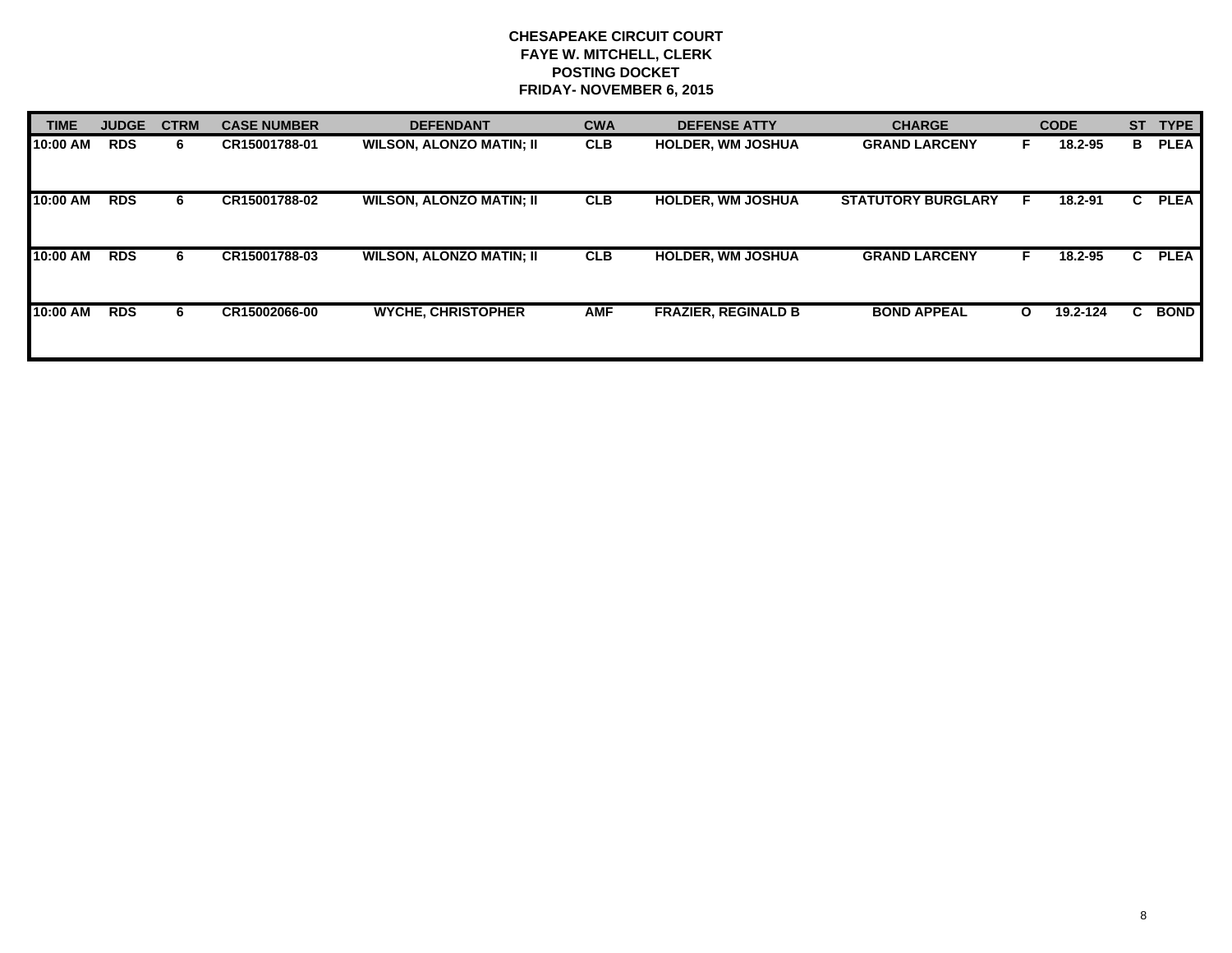**CHESAPEAKE CIRCUIT COURT**
**FAYE W. MITCHELL, CLERK**
**POSTING DOCKET**
**FRIDAY- NOVEMBER 6, 2015**

| TIME | JUDGE | CTRM | CASE NUMBER | DEFENDANT | CWA | DEFENSE ATTY | CHARGE | | CODE | ST | TYPE |
|---|---|---|---|---|---|---|---|---|---|---|---|
| 10:00 AM | RDS | 6 | CR15001788-01 | WILSON, ALONZO MATIN; II | CLB | HOLDER, WM JOSHUA | GRAND LARCENY | F | 18.2-95 | B | PLEA |
| 10:00 AM | RDS | 6 | CR15001788-02 | WILSON, ALONZO MATIN; II | CLB | HOLDER, WM JOSHUA | STATUTORY BURGLARY | F | 18.2-91 | C | PLEA |
| 10:00 AM | RDS | 6 | CR15001788-03 | WILSON, ALONZO MATIN; II | CLB | HOLDER, WM JOSHUA | GRAND LARCENY | F | 18.2-95 | C | PLEA |
| 10:00 AM | RDS | 6 | CR15002066-00 | WYCHE, CHRISTOPHER | AMF | FRAZIER, REGINALD B | BOND APPEAL | O | 19.2-124 | C | BOND |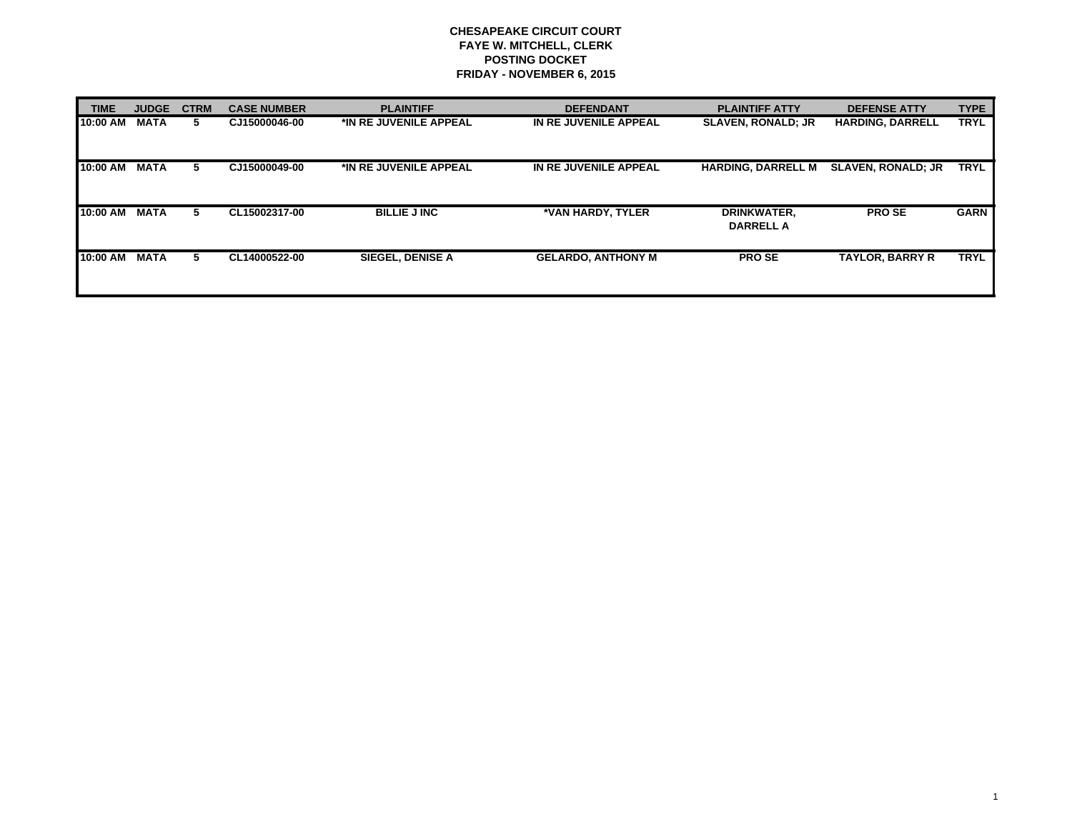**CHESAPEAKE CIRCUIT COURT**
**FAYE W. MITCHELL, CLERK**
**POSTING DOCKET**
**FRIDAY - NOVEMBER 6, 2015**

| TIME | JUDGE | CTRM | CASE NUMBER | PLAINTIFF | DEFENDANT | PLAINTIFF ATTY | DEFENSE ATTY | TYPE |
|---|---|---|---|---|---|---|---|---|
| 10:00 AM | MATA | 5 | CJ15000046-00 | *IN RE JUVENILE APPEAL | IN RE JUVENILE APPEAL | SLAVEN, RONALD; JR | HARDING, DARRELL | TRYL |
| 10:00 AM | MATA | 5 | CJ15000049-00 | *IN RE JUVENILE APPEAL | IN RE JUVENILE APPEAL | HARDING, DARRELL M | SLAVEN, RONALD; JR | TRYL |
| 10:00 AM | MATA | 5 | CL15002317-00 | BILLIE J INC | *VAN HARDY, TYLER | DRINKWATER, DARRELL A | PRO SE | GARN |
| 10:00 AM | MATA | 5 | CL14000522-00 | SIEGEL, DENISE A | GELARDO, ANTHONY M | PRO SE | TAYLOR, BARRY R | TRYL |